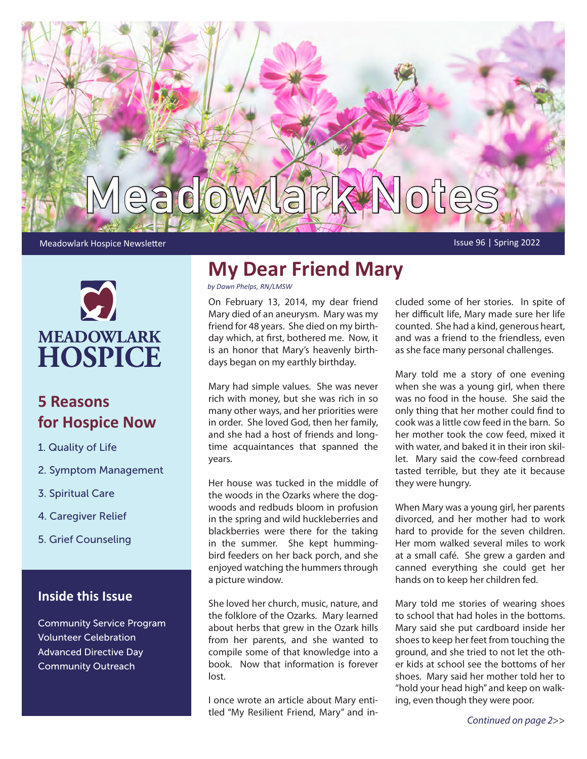# Meadowlark Notes

Meadowlark Hospice Newsletter

Issue 96 | Spring 2022

MEADOWLARK HOSPICE

## 5 Reasons for Hospice Now

1. Quality of Life
2. Symptom Management
3. Spiritual Care
4. Caregiver Relief
5. Grief Counseling

### Inside this Issue

Community Service Program
Volunteer Celebration
Advanced Directive Day
Community Outreach

## My Dear Friend Mary

*by Dawn Phelps, RN/LMSW*

On February 13, 2014, my dear friend Mary died of an aneurysm. Mary was my friend for 48 years. She died on my birthday which, at first, bothered me. Now, it is an honor that Mary's heavenly birthdays began on my earthly birthday.

Mary had simple values. She was never rich with money, but she was rich in so many other ways, and her priorities were in order. She loved God, then her family, and she had a host of friends and longtime acquaintances that spanned the years.

Her house was tucked in the middle of the woods in the Ozarks where the dogwoods and redbuds bloom in profusion in the spring and wild huckleberries and blackberries were there for the taking in the summer. She kept hummingbird feeders on her back porch, and she enjoyed watching the hummers through a picture window.

She loved her church, music, nature, and the folklore of the Ozarks. Mary learned about herbs that grew in the Ozark hills from her parents, and she wanted to compile some of that knowledge into a book. Now that information is forever lost.

I once wrote an article about Mary entitled "My Resilient Friend, Mary" and included some of her stories. In spite of her difficult life, Mary made sure her life counted. She had a kind, generous heart, and was a friend to the friendless, even as she face many personal challenges.

Mary told me a story of one evening when she was a young girl, when there was no food in the house. She said the only thing that her mother could find to cook was a little cow feed in the barn. So her mother took the cow feed, mixed it with water, and baked it in their iron skillet. Mary said the cow-feed cornbread tasted terrible, but they ate it because they were hungry.

When Mary was a young girl, her parents divorced, and her mother had to work hard to provide for the seven children. Her mom walked several miles to work at a small café. She grew a garden and canned everything she could get her hands on to keep her children fed.

Mary told me stories of wearing shoes to school that had holes in the bottoms. Mary said she put cardboard inside her shoes to keep her feet from touching the ground, and she tried to not let the other kids at school see the bottoms of her shoes. Mary said her mother told her to "hold your head high" and keep on walking, even though they were poor.

*Continued on page 2>>*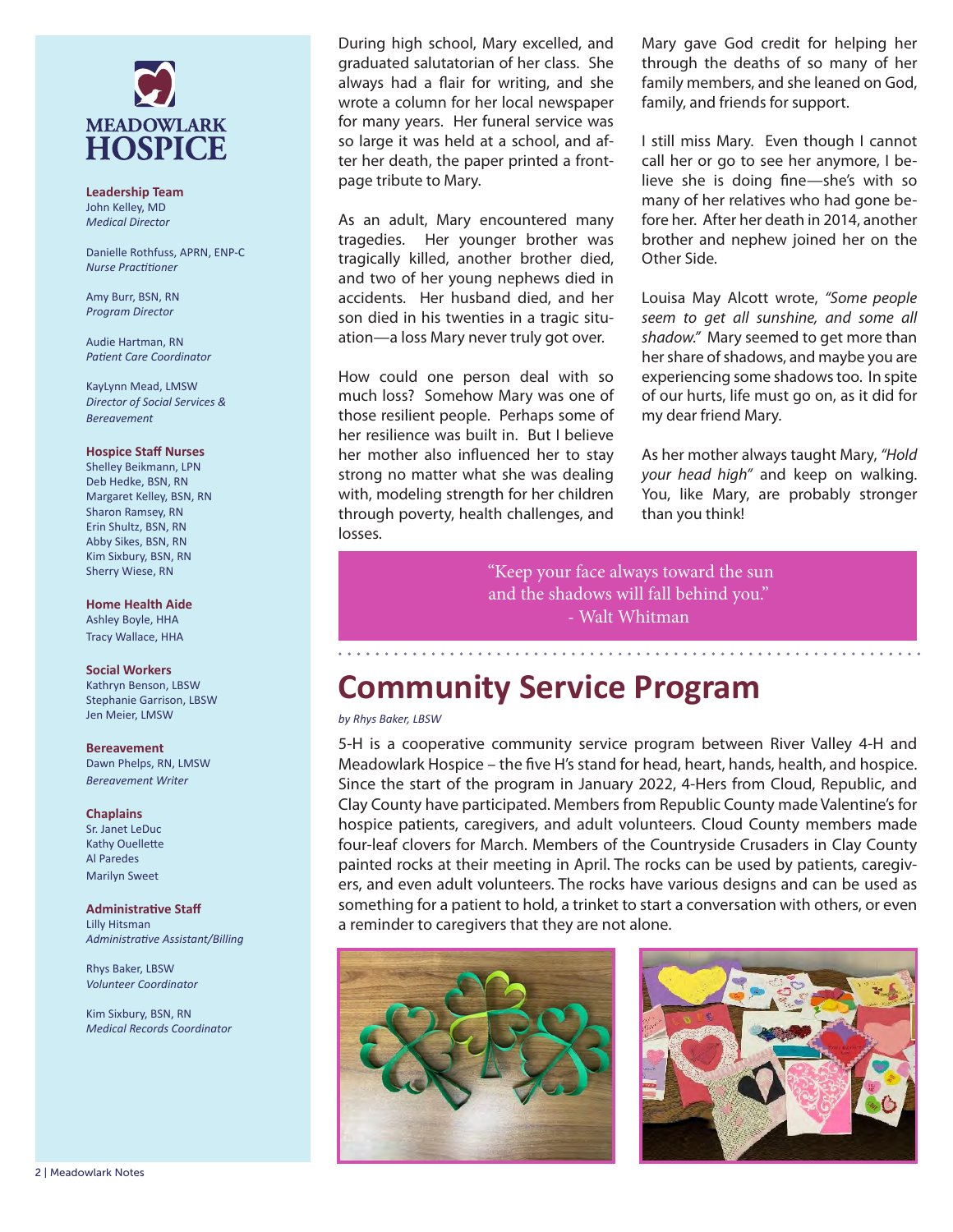MEADOWLARK HOSPICE

**Leadership Team**
John Kelley, MD
*Medical Director*

Danielle Rothfuss, APRN, ENP-C
*Nurse Practitioner*

Amy Burr, BSN, RN
*Program Director*

Audie Hartman, RN
*Patient Care Coordinator*

KayLynn Mead, LMSW
*Director of Social Services & Bereavement*

**Hospice Staff Nurses**
Shelley Beikmann, LPN
Deb Hedke, BSN, RN
Margaret Kelley, BSN, RN
Sharon Ramsey, RN
Erin Shultz, BSN, RN
Abby Sikes, BSN, RN
Kim Sixbury, BSN, RN
Sherry Wiese, RN

**Home Health Aide**
Ashley Boyle, HHA
Tracy Wallace, HHA

**Social Workers**
Kathryn Benson, LBSW
Stephanie Garrison, LBSW
Jen Meier, LMSW

**Bereavement**
Dawn Phelps, RN, LMSW
*Bereavement Writer*

**Chaplains**
Sr. Janet LeDuc
Kathy Ouellette
Al Paredes
Marilyn Sweet

**Administrative Staff**
Lilly Hitsman
*Administrative Assistant/Billing*

Rhys Baker, LBSW
*Volunteer Coordinator*

Kim Sixbury, BSN, RN
*Medical Records Coordinator*

During high school, Mary excelled, and graduated salutatorian of her class. She always had a flair for writing, and she wrote a column for her local newspaper for many years. Her funeral service was so large it was held at a school, and after her death, the paper printed a front-page tribute to Mary.

As an adult, Mary encountered many tragedies. Her younger brother was tragically killed, another brother died, and two of her young nephews died in accidents. Her husband died, and her son died in his twenties in a tragic situation—a loss Mary never truly got over.

How could one person deal with so much loss? Somehow Mary was one of those resilient people. Perhaps some of her resilience was built in. But I believe her mother also influenced her to stay strong no matter what she was dealing with, modeling strength for her children through poverty, health challenges, and losses.

Mary gave God credit for helping her through the deaths of so many of her family members, and she leaned on God, family, and friends for support.

I still miss Mary. Even though I cannot call her or go to see her anymore, I believe she is doing fine—she's with so many of her relatives who had gone before her. After her death in 2014, another brother and nephew joined her on the Other Side.

Louisa May Alcott wrote, *"Some people seem to get all sunshine, and some all shadow."* Mary seemed to get more than her share of shadows, and maybe you are experiencing some shadows too. In spite of our hurts, life must go on, as it did for my dear friend Mary.

As her mother always taught Mary, *"Hold your head high"* and keep on walking. You, like Mary, are probably stronger than you think!

> "Keep your face always toward the sun and the shadows will fall behind you."
> - Walt Whitman

## Community Service Program

*by Rhys Baker, LBSW*

5-H is a cooperative community service program between River Valley 4-H and Meadowlark Hospice – the five H's stand for head, heart, hands, health, and hospice. Since the start of the program in January 2022, 4-Hers from Cloud, Republic, and Clay County have participated. Members from Republic County made Valentine's for hospice patients, caregivers, and adult volunteers. Cloud County members made four-leaf clovers for March. Members of the Countryside Crusaders in Clay County painted rocks at their meeting in April. The rocks can be used by patients, caregivers, and even adult volunteers. The rocks have various designs and can be used as something for a patient to hold, a trinket to start a conversation with others, or even a reminder to caregivers that they are not alone.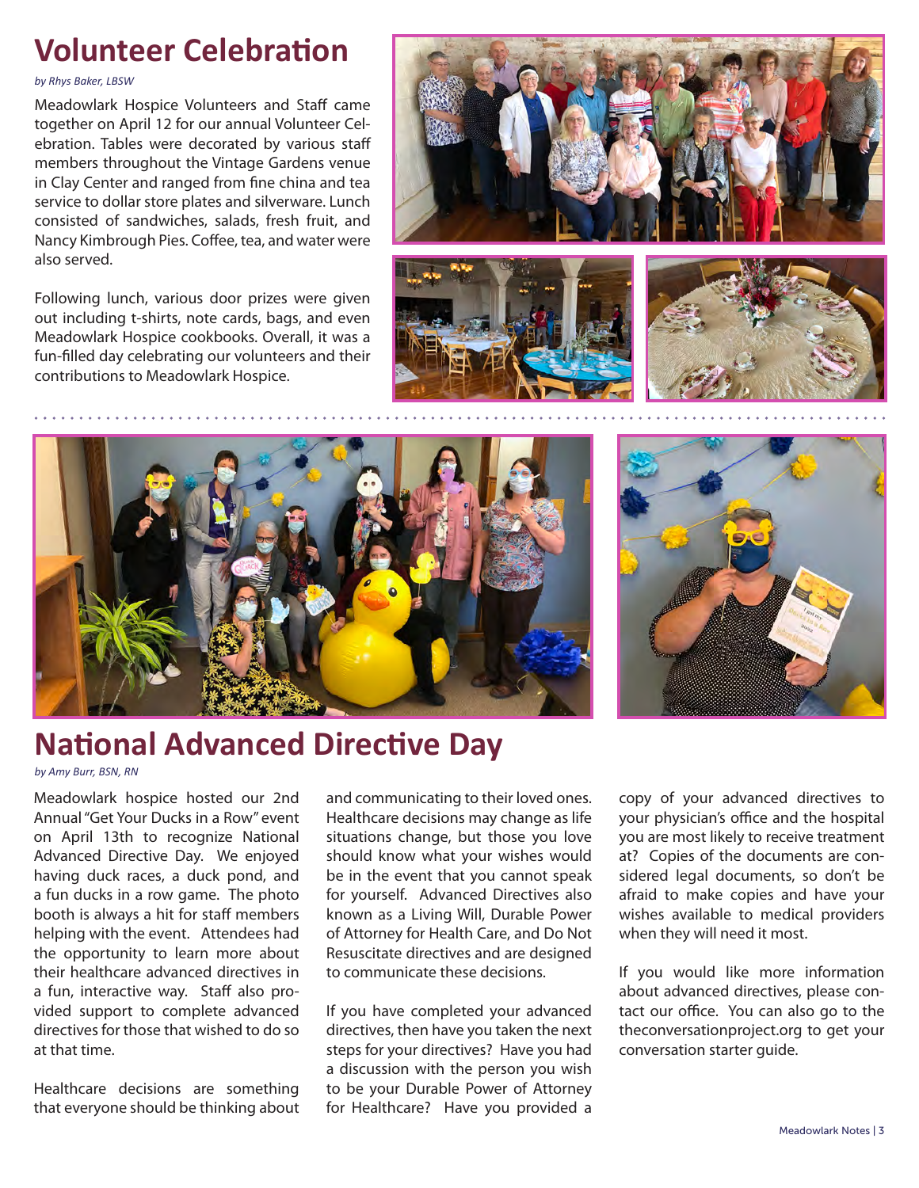# Volunteer Celebration

*by Rhys Baker, LBSW*

Meadowlark Hospice Volunteers and Staff came together on April 12 for our annual Volunteer Celebration. Tables were decorated by various staff members throughout the Vintage Gardens venue in Clay Center and ranged from fine china and tea service to dollar store plates and silverware. Lunch consisted of sandwiches, salads, fresh fruit, and Nancy Kimbrough Pies. Coffee, tea, and water were also served.

Following lunch, various door prizes were given out including t-shirts, note cards, bags, and even Meadowlark Hospice cookbooks. Overall, it was a fun-filled day celebrating our volunteers and their contributions to Meadowlark Hospice.

# National Advanced Directive Day

*by Amy Burr, BSN, RN*

Meadowlark hospice hosted our 2nd Annual "Get Your Ducks in a Row" event on April 13th to recognize National Advanced Directive Day. We enjoyed having duck races, a duck pond, and a fun ducks in a row game. The photo booth is always a hit for staff members helping with the event. Attendees had the opportunity to learn more about their healthcare advanced directives in a fun, interactive way. Staff also provided support to complete advanced directives for those that wished to do so at that time.

Healthcare decisions are something that everyone should be thinking about and communicating to their loved ones. Healthcare decisions may change as life situations change, but those you love should know what your wishes would be in the event that you cannot speak for yourself. Advanced Directives also known as a Living Will, Durable Power of Attorney for Health Care, and Do Not Resuscitate directives and are designed to communicate these decisions.

If you have completed your advanced directives, then have you taken the next steps for your directives? Have you had a discussion with the person you wish to be your Durable Power of Attorney for Healthcare? Have you provided a copy of your advanced directives to your physician's office and the hospital you are most likely to receive treatment at? Copies of the documents are considered legal documents, so don't be afraid to make copies and have your wishes available to medical providers when they will need it most.

If you would like more information about advanced directives, please contact our office. You can also go to the theconversationproject.org to get your conversation starter guide.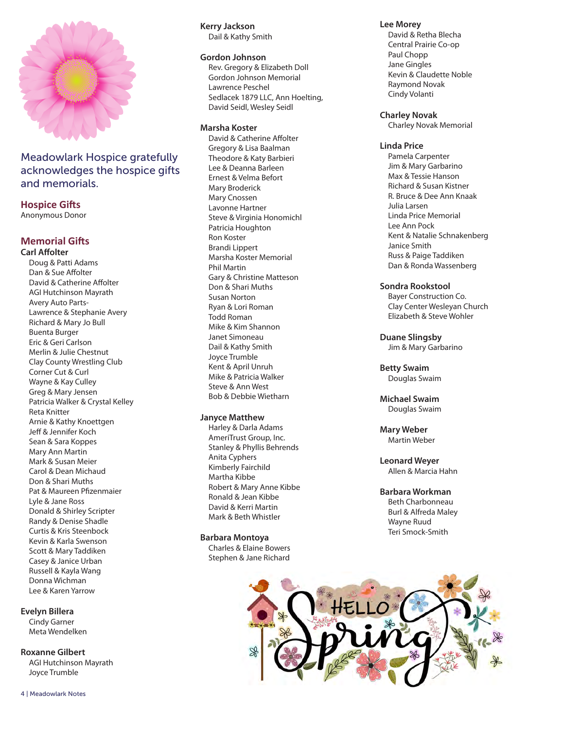Meadowlark Hospice gratefully acknowledges the hospice gifts and memorials.

## Hospice Gifts

Anonymous Donor

## Memorial Gifts

### Carl Affolter

Doug & Patti Adams
Dan & Sue Affolter
David & Catherine Affolter
AGI Hutchinson Mayrath
Avery Auto Parts-
Lawrence & Stephanie Avery
Richard & Mary Jo Bull
Buenta Burger
Eric & Geri Carlson
Merlin & Julie Chestnut
Clay County Wrestling Club
Corner Cut & Curl
Wayne & Kay Culley
Greg & Mary Jensen
Patricia Walker & Crystal Kelley
Reta Knitter
Arnie & Kathy Knoettgen
Jeff & Jennifer Koch
Sean & Sara Koppes
Mary Ann Martin
Mark & Susan Meier
Carol & Dean Michaud
Don & Shari Muths
Pat & Maureen Pfizenmaier
Lyle & Jane Ross
Donald & Shirley Scripter
Randy & Denise Shadle
Curtis & Kris Steenbock
Kevin & Karla Swenson
Scott & Mary Taddiken
Casey & Janice Urban
Russell & Kayla Wang
Donna Wichman
Lee & Karen Yarrow

### Evelyn Billera

Cindy Garner
Meta Wendelken

### Roxanne Gilbert

AGI Hutchinson Mayrath
Joyce Trumble

### Kerry Jackson

Dail & Kathy Smith

### Gordon Johnson

Rev. Gregory & Elizabeth Doll
Gordon Johnson Memorial
Lawrence Peschel
Sedlacek 1879 LLC, Ann Hoelting,
David Seidl, Wesley Seidl

### Marsha Koster

David & Catherine Affolter
Gregory & Lisa Baalman
Theodore & Katy Barbieri
Lee & Deanna Barleen
Ernest & Velma Befort
Mary Broderick
Mary Cnossen
Lavonne Hartner
Steve & Virginia Honomichl
Patricia Houghton
Ron Koster
Brandi Lippert
Marsha Koster Memorial
Phil Martin
Gary & Christine Matteson
Don & Shari Muths
Susan Norton
Ryan & Lori Roman
Todd Roman
Mike & Kim Shannon
Janet Simoneau
Dail & Kathy Smith
Joyce Trumble
Kent & April Unruh
Mike & Patricia Walker
Steve & Ann West
Bob & Debbie Wietharn

### Janyce Matthew

Harley & Darla Adams
AmeriTrust Group, Inc.
Stanley & Phyllis Behrends
Anita Cyphers
Kimberly Fairchild
Martha Kibbe
Robert & Mary Anne Kibbe
Ronald & Jean Kibbe
David & Kerri Martin
Mark & Beth Whistler

### Barbara Montoya

Charles & Elaine Bowers
Stephen & Jane Richard

### Lee Morey

David & Retha Blecha
Central Prairie Co-op
Paul Chopp
Jane Gingles
Kevin & Claudette Noble
Raymond Novak
Cindy Volanti

### Charley Novak

Charley Novak Memorial

### Linda Price

Pamela Carpenter
Jim & Mary Garbarino
Max & Tessie Hanson
Richard & Susan Kistner
R. Bruce & Dee Ann Knaak
Julia Larsen
Linda Price Memorial
Lee Ann Pock
Kent & Natalie Schnakenberg
Janice Smith
Russ & Paige Taddiken
Dan & Ronda Wassenberg

### Sondra Rookstool

Bayer Construction Co.
Clay Center Wesleyan Church
Elizabeth & Steve Wohler

### Duane Slingsby

Jim & Mary Garbarino

### Betty Swaim

Douglas Swaim

### Michael Swaim

Douglas Swaim

### Mary Weber

Martin Weber

### Leonard Weyer

Allen & Marcia Hahn

### Barbara Workman

Beth Charbonneau
Burl & Alfreda Maley
Wayne Ruud
Teri Smock-Smith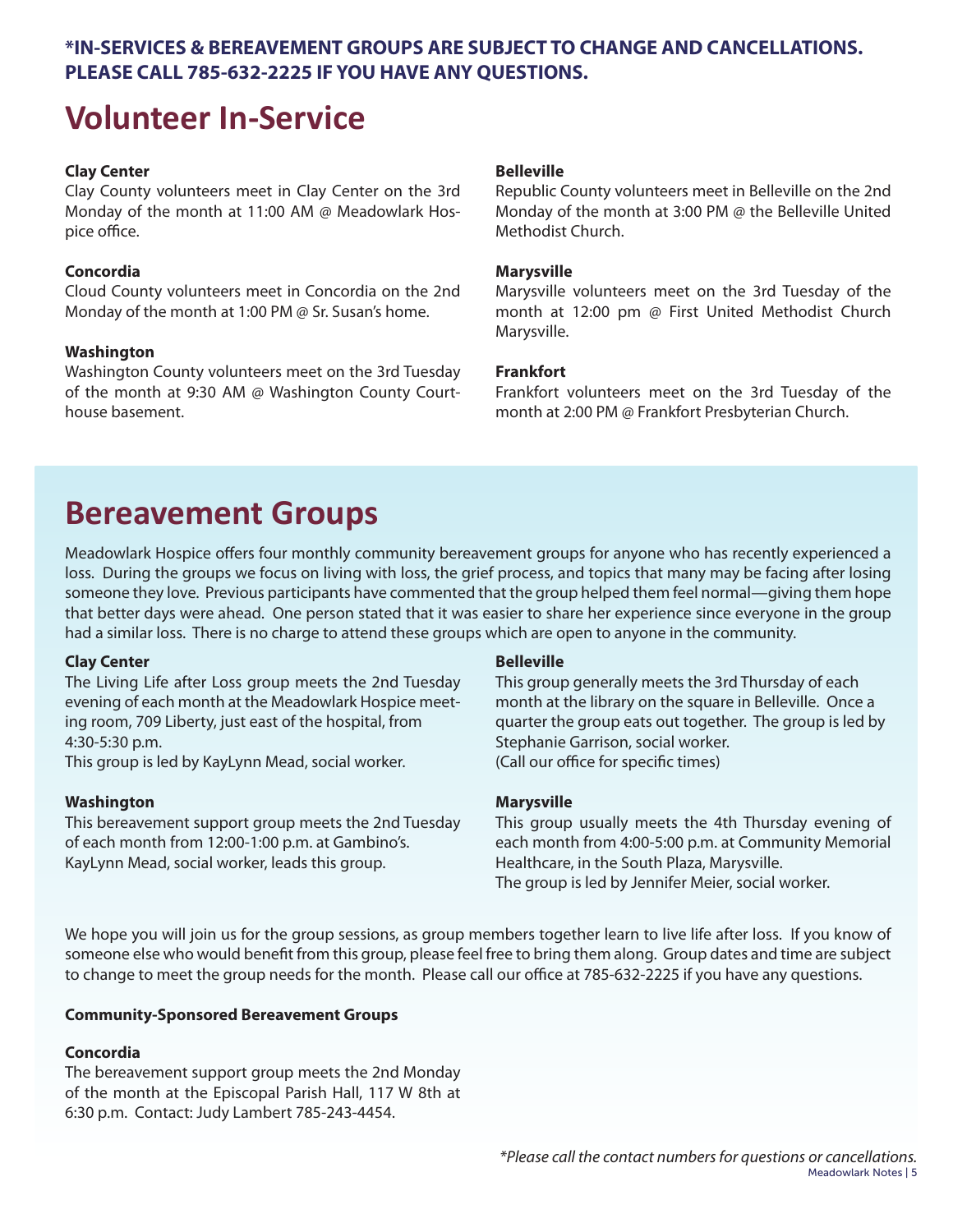**\*IN-SERVICES & BEREAVEMENT GROUPS ARE SUBJECT TO CHANGE AND CANCELLATIONS. PLEASE CALL 785-632-2225 IF YOU HAVE ANY QUESTIONS.**

# Volunteer In-Service

**Clay Center**
Clay County volunteers meet in Clay Center on the 3rd Monday of the month at 11:00 AM @ Meadowlark Hospice office.

**Concordia**
Cloud County volunteers meet in Concordia on the 2nd Monday of the month at 1:00 PM @ Sr. Susan's home.

**Washington**
Washington County volunteers meet on the 3rd Tuesday of the month at 9:30 AM @ Washington County Courthouse basement.

**Belleville**
Republic County volunteers meet in Belleville on the 2nd Monday of the month at 3:00 PM @ the Belleville United Methodist Church.

**Marysville**
Marysville volunteers meet on the 3rd Tuesday of the month at 12:00 pm @ First United Methodist Church Marysville.

**Frankfort**
Frankfort volunteers meet on the 3rd Tuesday of the month at 2:00 PM @ Frankfort Presbyterian Church.

# Bereavement Groups

Meadowlark Hospice offers four monthly community bereavement groups for anyone who has recently experienced a loss. During the groups we focus on living with loss, the grief process, and topics that many may be facing after losing someone they love. Previous participants have commented that the group helped them feel normal—giving them hope that better days were ahead. One person stated that it was easier to share her experience since everyone in the group had a similar loss. There is no charge to attend these groups which are open to anyone in the community.

**Clay Center**
The Living Life after Loss group meets the 2nd Tuesday evening of each month at the Meadowlark Hospice meeting room, 709 Liberty, just east of the hospital, from 4:30-5:30 p.m.
This group is led by KayLynn Mead, social worker.

**Washington**
This bereavement support group meets the 2nd Tuesday of each month from 12:00-1:00 p.m. at Gambino's.
KayLynn Mead, social worker, leads this group.

**Belleville**
This group generally meets the 3rd Thursday of each month at the library on the square in Belleville. Once a quarter the group eats out together. The group is led by Stephanie Garrison, social worker.
(Call our office for specific times)

**Marysville**
This group usually meets the 4th Thursday evening of each month from 4:00-5:00 p.m. at Community Memorial Healthcare, in the South Plaza, Marysville.
The group is led by Jennifer Meier, social worker.

We hope you will join us for the group sessions, as group members together learn to live life after loss. If you know of someone else who would benefit from this group, please feel free to bring them along. Group dates and time are subject to change to meet the group needs for the month. Please call our office at 785-632-2225 if you have any questions.

**Community-Sponsored Bereavement Groups**

**Concordia**
The bereavement support group meets the 2nd Monday of the month at the Episcopal Parish Hall, 117 W 8th at 6:30 p.m. Contact: Judy Lambert 785-243-4454.

*\*Please call the contact numbers for questions or cancellations.*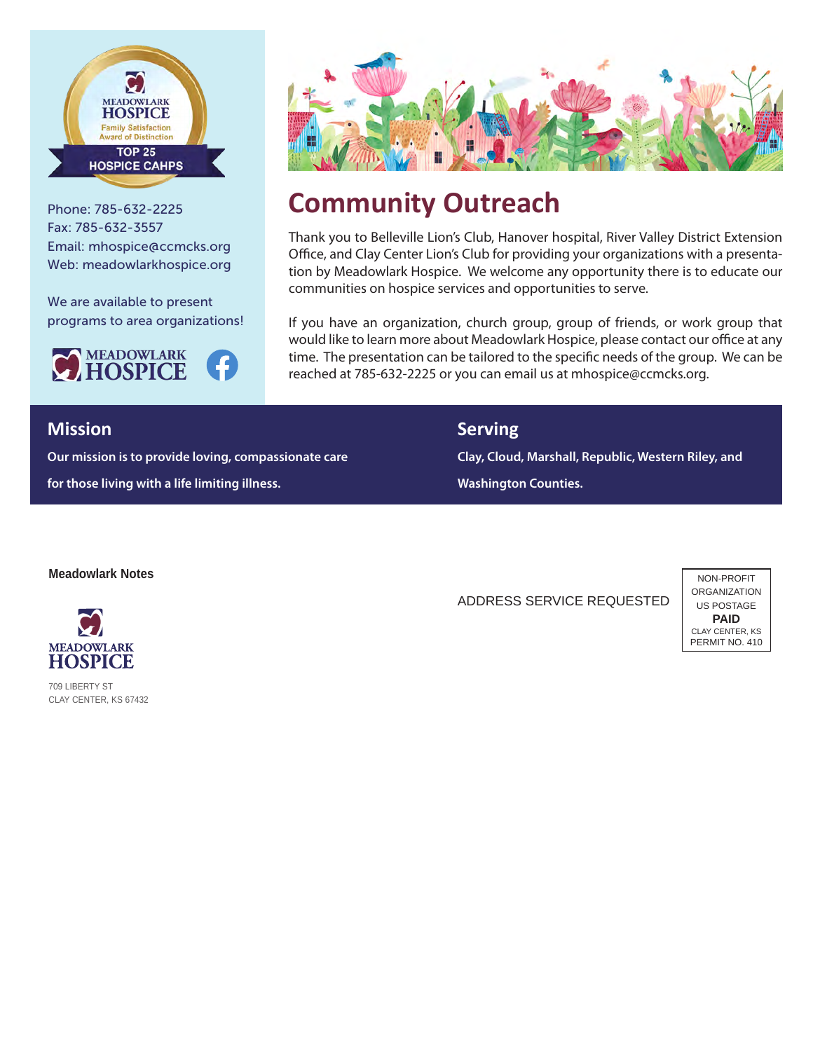MEADOWLARK HOSPICE
Family Satisfaction Award of Distinction
TOP 25 HOSPICE CAHPS

Phone: 785-632-2225
Fax: 785-632-3557
Email: mhospice@ccmcks.org
Web: meadowlarkhospice.org

We are available to present programs to area organizations!

MEADOWLARK HOSPICE

## Community Outreach

Thank you to Belleville Lion's Club, Hanover hospital, River Valley District Extension Office, and Clay Center Lion's Club for providing your organizations with a presentation by Meadowlark Hospice. We welcome any opportunity there is to educate our communities on hospice services and opportunities to serve.

If you have an organization, church group, group of friends, or work group that would like to learn more about Meadowlark Hospice, please contact our office at any time. The presentation can be tailored to the specific needs of the group. We can be reached at 785-632-2225 or you can email us at mhospice@ccmcks.org.

## Mission

**Our mission is to provide loving, compassionate care for those living with a life limiting illness.**

## Serving

**Clay, Cloud, Marshall, Republic, Western Riley, and Washington Counties.**

**Meadowlark Notes**

MEADOWLARK HOSPICE

709 LIBERTY ST
CLAY CENTER, KS 67432

ADDRESS SERVICE REQUESTED

NON-PROFIT ORGANIZATION
US POSTAGE
**PAID**
CLAY CENTER, KS
PERMIT NO. 410